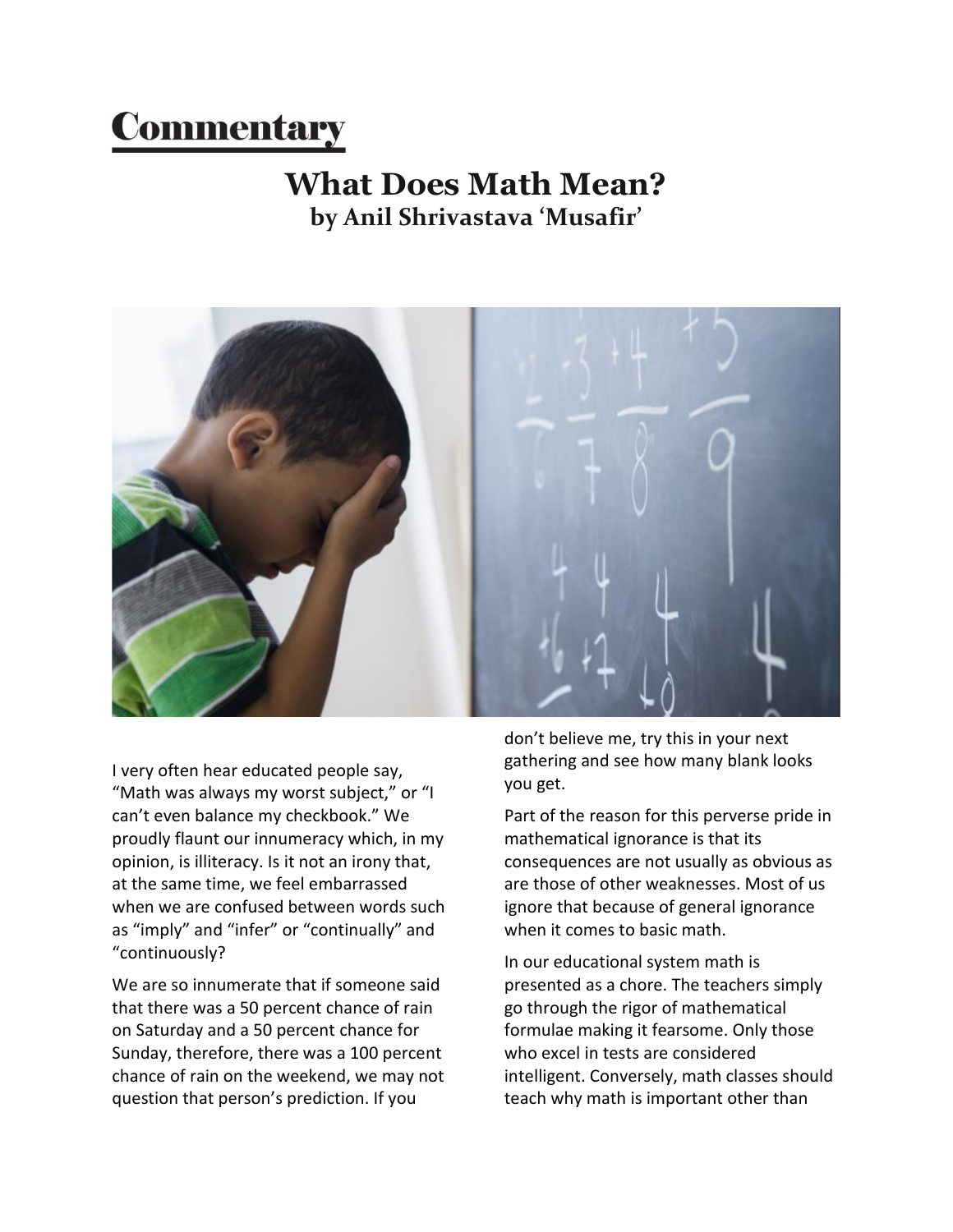# Commentary

## What Does Math Mean?

### by Anil Shrivastava 'Musafir'

I very often hear educated people say, "Math was always my worst subject," or "I can't even balance my checkbook." We proudly flaunt our innumeracy which, in my opinion, is illiteracy. Is it not an irony that, at the same time, we feel embarrassed when we are confused between words such as "imply" and "infer" or "continually" and "continuously?

We are so innumerate that if someone said that there was a 50 percent chance of rain on Saturday and a 50 percent chance for Sunday, therefore, there was a 100 percent chance of rain on the weekend, we may not question that person's prediction. If you don't believe me, try this in your next gathering and see how many blank looks you get.

Part of the reason for this perverse pride in mathematical ignorance is that its consequences are not usually as obvious as are those of other weaknesses. Most of us ignore that because of general ignorance when it comes to basic math.

In our educational system math is presented as a chore. The teachers simply go through the rigor of mathematical formulae making it fearsome. Only those who excel in tests are considered intelligent. Conversely, math classes should teach why math is important other than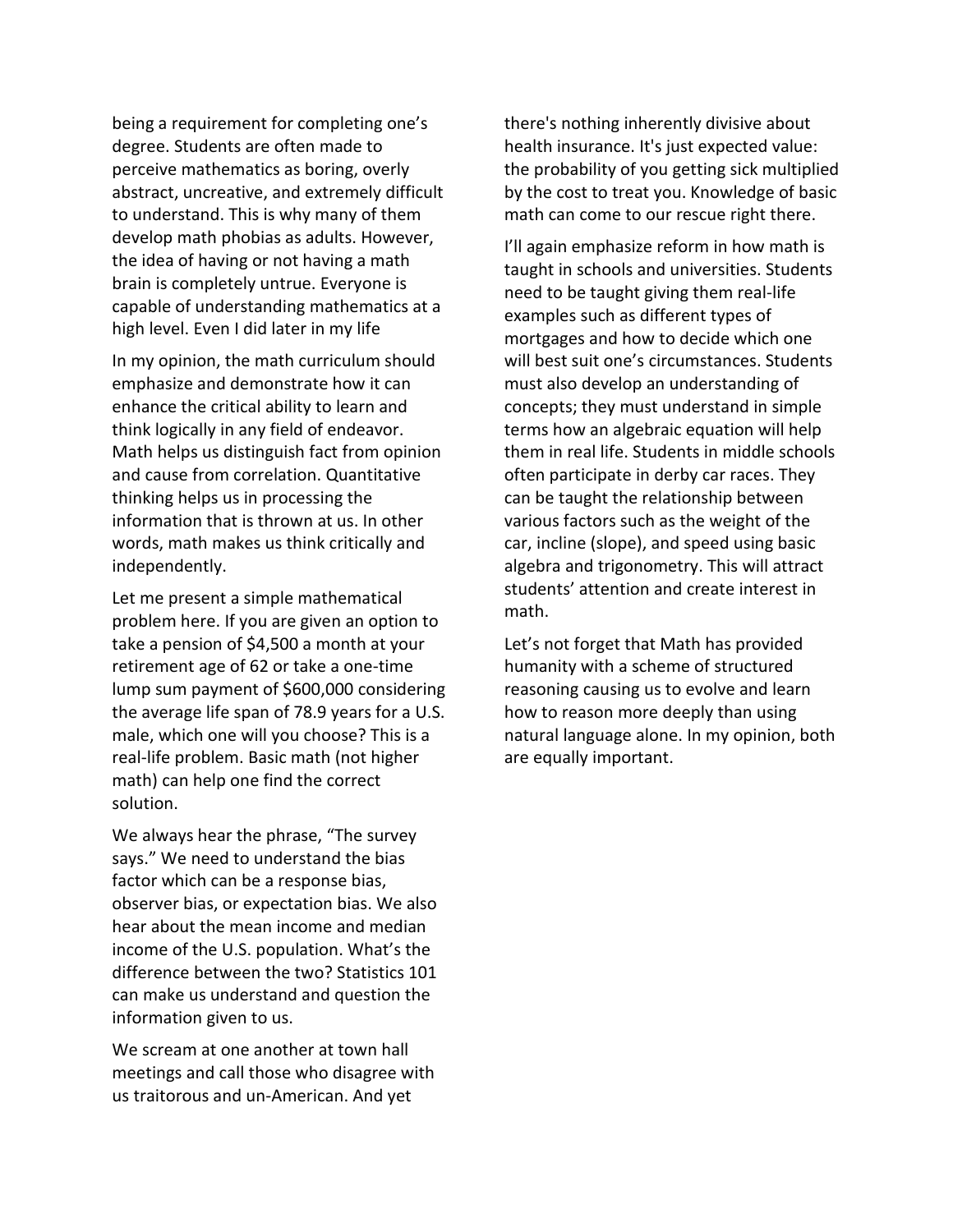being a requirement for completing one's degree. Students are often made to perceive mathematics as boring, overly abstract, uncreative, and extremely difficult to understand. This is why many of them develop math phobias as adults. However, the idea of having or not having a math brain is completely untrue. Everyone is capable of understanding mathematics at a high level. Even I did later in my life

In my opinion, the math curriculum should emphasize and demonstrate how it can enhance the critical ability to learn and think logically in any field of endeavor. Math helps us distinguish fact from opinion and cause from correlation. Quantitative thinking helps us in processing the information that is thrown at us. In other words, math makes us think critically and independently.

Let me present a simple mathematical problem here. If you are given an option to take a pension of $4,500 a month at your retirement age of 62 or take a one-time lump sum payment of $600,000 considering the average life span of 78.9 years for a U.S. male, which one will you choose? This is a real-life problem. Basic math (not higher math) can help one find the correct solution.

We always hear the phrase, "The survey says." We need to understand the bias factor which can be a response bias, observer bias, or expectation bias. We also hear about the mean income and median income of the U.S. population. What's the difference between the two? Statistics 101 can make us understand and question the information given to us.

We scream at one another at town hall meetings and call those who disagree with us traitorous and un-American. And yet there's nothing inherently divisive about health insurance. It's just expected value: the probability of you getting sick multiplied by the cost to treat you. Knowledge of basic math can come to our rescue right there.

I'll again emphasize reform in how math is taught in schools and universities. Students need to be taught giving them real-life examples such as different types of mortgages and how to decide which one will best suit one's circumstances. Students must also develop an understanding of concepts; they must understand in simple terms how an algebraic equation will help them in real life. Students in middle schools often participate in derby car races. They can be taught the relationship between various factors such as the weight of the car, incline (slope), and speed using basic algebra and trigonometry. This will attract students' attention and create interest in math.

Let's not forget that Math has provided humanity with a scheme of structured reasoning causing us to evolve and learn how to reason more deeply than using natural language alone. In my opinion, both are equally important.